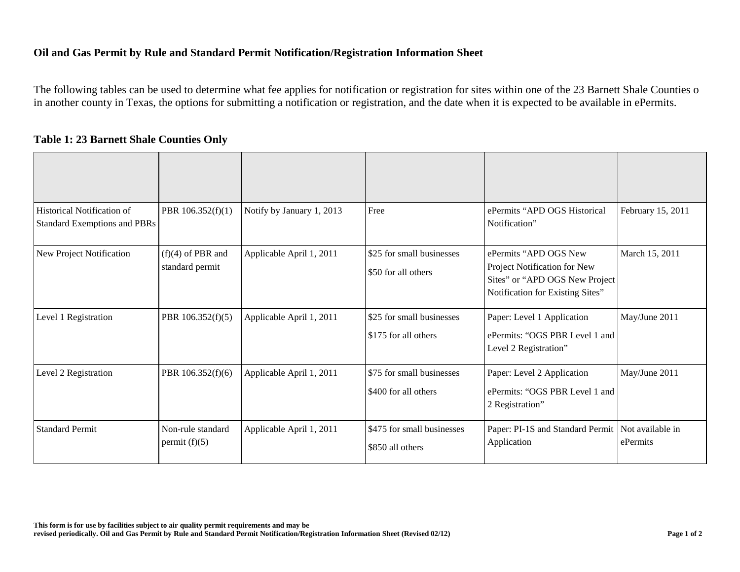**Oil and Gas Permit by Rule and Standard Permit Notification/Registration Information Sheet**

The following tables can be used to determine what fee applies for notification or registration for sites within one of the 23 Barnett Shale Counties o in another county in Texas, the options for submitting a notification or registration, and the date when it is expected to be available in ePermits.

**Table 1: 23 Barnett Shale Counties Only**

| | | | | | |
|---|---|---|---|---|---|
| Historical Notification of Standard Exemptions and PBRs | PBR 106.352(f)(1) | Notify by January 1, 2013 | Free | ePermits "APD OGS Historical Notification" | February 15, 2011 |
| New Project Notification | (f)(4) of PBR and standard permit | Applicable April 1, 2011 | \$25 for small businesses<br>\$50 for all others | ePermits "APD OGS New Project Notification for New Sites" or "APD OGS New Project Notification for Existing Sites" | March 15, 2011 |
| Level 1 Registration | PBR 106.352(f)(5) | Applicable April 1, 2011 | \$25 for small businesses<br>\$175 for all others | Paper: Level 1 Application<br>ePermits: "OGS PBR Level 1 and Level 2 Registration" | May/June 2011 |
| Level 2 Registration | PBR 106.352(f)(6) | Applicable April 1, 2011 | \$75 for small businesses<br>\$400 for all others | Paper: Level 2 Application<br>ePermits: "OGS PBR Level 1 and 2 Registration" | May/June 2011 |
| Standard Permit | Non-rule standard permit (f)(5) | Applicable April 1, 2011 | \$475 for small businesses<br>\$850 all others | Paper: PI-1S and Standard Permit Application | Not available in ePermits |

**This form is for use by facilities subject to air quality permit requirements and may be revised periodically. Oil and Gas Permit by Rule and Standard Permit Notification/Registration Information Sheet (Revised 02/12)**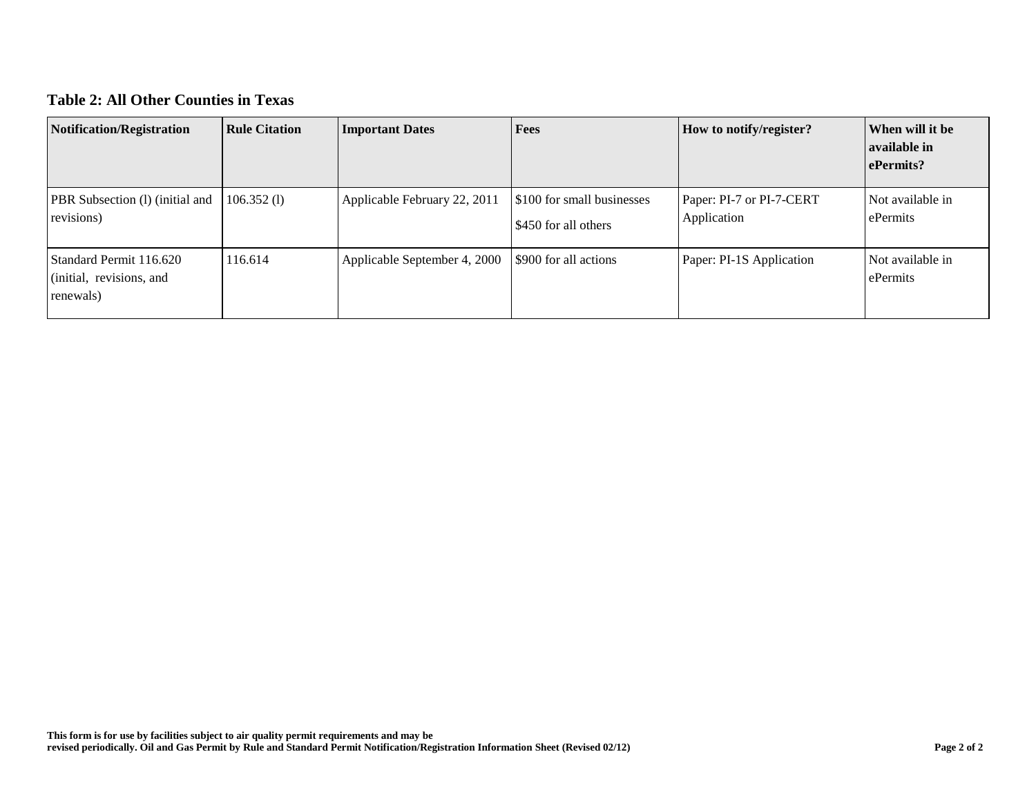**Table 2: All Other Counties in Texas**

| Notification/Registration | Rule Citation | Important Dates | Fees | How to notify/register? | When will it be available in ePermits? |
|---|---|---|---|---|---|
| PBR Subsection (l) (initial and revisions) | 106.352 (l) | Applicable February 22, 2011 | \$100 for small businesses<br>\$450 for all others | Paper: PI-7 or PI-7-CERT Application | Not available in ePermits |
| Standard Permit 116.620 (initial, revisions, and renewals) | 116.614 | Applicable September 4, 2000 | \$900 for all actions | Paper: PI-1S Application | Not available in ePermits |

**This form is for use by facilities subject to air quality permit requirements and may be revised periodically. Oil and Gas Permit by Rule and Standard Permit Notification/Registration Information Sheet (Revised 02/12)**